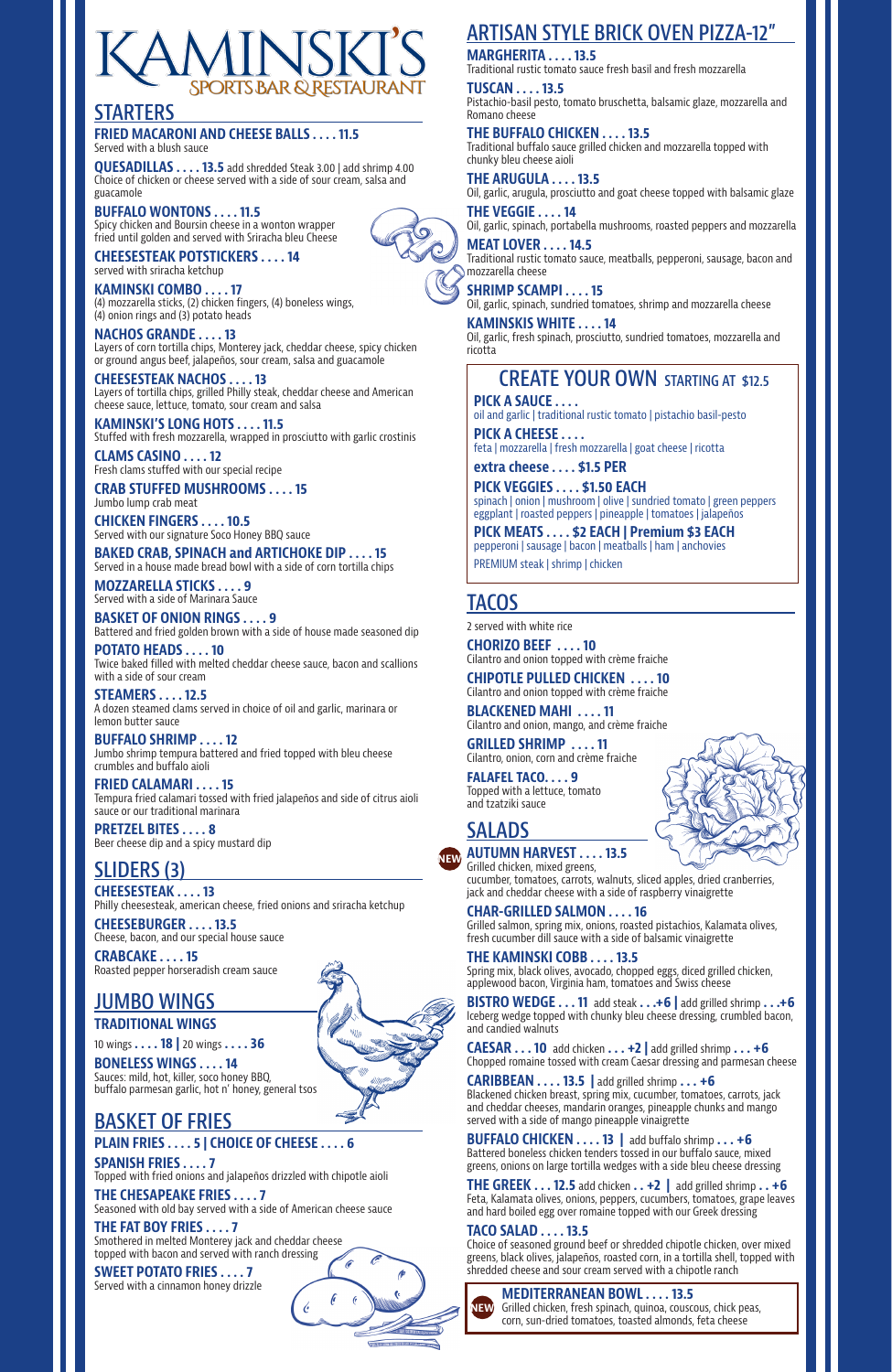# KAMINSKI'S

SPORTS BAR & RESTAURANT

## STARTERS

**FRIED MACARONI AND CHEESE BALLS . . . . 11.5**
Served with a blush sauce

**QUESADILLAS . . . . 13.5** add shredded Steak 3.00 | add shrimp 4.00
Choice of chicken or cheese served with a side of sour cream, salsa and guacamole

**BUFFALO WONTONS . . . . 11.5**
Spicy chicken and Boursin cheese in a wonton wrapper fried until golden and served with Sriracha bleu Cheese

**CHEESESTEAK POTSTICKERS . . . . 14**
served with sriracha ketchup

**KAMINSKI COMBO . . . . 17**
(4) mozzarella sticks, (2) chicken fingers, (4) boneless wings, (4) onion rings and (3) potato heads

**NACHOS GRANDE . . . . 13**
Layers of corn tortilla chips, Monterey jack, cheddar cheese, spicy chicken or ground angus beef, jalapeños, sour cream, salsa and guacamole

**CHEESESTEAK NACHOS . . . . 13**
Layers of tortilla chips, grilled Philly steak, cheddar cheese and American cheese sauce, lettuce, tomato, sour cream and salsa

**KAMINSKI'S LONG HOTS . . . . 11.5**
Stuffed with fresh mozzarella, wrapped in prosciutto with garlic crostinis

**CLAMS CASINO . . . . 12**
Fresh clams stuffed with our special recipe

**CRAB STUFFED MUSHROOMS . . . . 15**
Jumbo lump crab meat

**CHICKEN FINGERS . . . . 10.5**
Served with our signature Soco Honey BBQ sauce

**BAKED CRAB, SPINACH and ARTICHOKE DIP . . . . 15**
Served in a house made bread bowl with a side of corn tortilla chips

**MOZZARELLA STICKS . . . . 9**
Served with a side of Marinara Sauce

**BASKET OF ONION RINGS . . . . 9**
Battered and fried golden brown with a side of house made seasoned dip

**POTATO HEADS . . . . 10**
Twice baked filled with melted cheddar cheese sauce, bacon and scallions with a side of sour cream

**STEAMERS . . . . 12.5**
A dozen steamed clams served in choice of oil and garlic, marinara or lemon butter sauce

**BUFFALO SHRIMP . . . . 12**
Jumbo shrimp tempura battered and fried topped with bleu cheese crumbles and buffalo aioli

**FRIED CALAMARI . . . . 15**
Tempura fried calamari tossed with fried jalapeños and side of citrus aioli sauce or our traditional marinara

**PRETZEL BITES . . . . 8**
Beer cheese dip and a spicy mustard dip

## SLIDERS (3)

**CHEESESTEAK . . . . 13**
Philly cheesesteak, american cheese, fried onions and sriracha ketchup

**CHEESEBURGER . . . . 13.5**
Cheese, bacon, and our special house sauce

**CRABCAKE . . . . 15**
Roasted pepper horseradish cream sauce

## JUMBO WINGS

**TRADITIONAL WINGS**
10 wings **. . . . 18 |** 20 wings **. . . . 36**

**BONELESS WINGS . . . . 14**
Sauces: mild, hot, killer, soco honey BBQ, buffalo parmesan garlic, hot n' honey, general tsos

## BASKET OF FRIES

**PLAIN FRIES . . . . 5 | CHOICE OF CHEESE . . . . 6**

**SPANISH FRIES . . . . 7**
Topped with fried onions and jalapeños drizzled with chipotle aioli

**THE CHESAPEAKE FRIES . . . . 7**
Seasoned with old bay served with a side of American cheese sauce

**THE FAT BOY FRIES . . . . 7**
Smothered in melted Monterey jack and cheddar cheese topped with bacon and served with ranch dressing

**SWEET POTATO FRIES . . . . 7**
Served with a cinnamon honey drizzle

## ARTISAN STYLE BRICK OVEN PIZZA-12"

**MARGHERITA . . . . 13.5**
Traditional rustic tomato sauce fresh basil and fresh mozzarella

**TUSCAN . . . . 13.5**
Pistachio-basil pesto, tomato bruschetta, balsamic glaze, mozzarella and Romano cheese

**THE BUFFALO CHICKEN . . . . 13.5**
Traditional buffalo sauce grilled chicken and mozzarella topped with chunky bleu cheese aioli

**THE ARUGULA . . . . 13.5**
Oil, garlic, arugula, prosciutto and goat cheese topped with balsamic glaze

**THE VEGGIE . . . . 14**
Oil, garlic, spinach, portabella mushrooms, roasted peppers and mozzarella

**MEAT LOVER . . . . 14.5**
Traditional rustic tomato sauce, meatballs, pepperoni, sausage, bacon and mozzarella cheese

**SHRIMP SCAMPI . . . . 15**
Oil, garlic, spinach, sundried tomatoes, shrimp and mozzarella cheese

**KAMINSKIS WHITE . . . . 14**
Oil, garlic, fresh spinach, prosciutto, sundried tomatoes, mozzarella and ricotta

### CREATE YOUR OWN STARTING AT $12.5

**PICK A SAUCE . . . .**
oil and garlic | traditional rustic tomato | pistachio basil-pesto

**PICK A CHEESE . . . .**
feta | mozzarella | fresh mozzarella | goat cheese | ricotta

**extra cheese . . . . $1.5 PER**

**PICK VEGGIES . . . . $1.50 EACH**
spinach | onion | mushroom | olive | sundried tomato | green peppers eggplant | roasted peppers | pineapple | tomatoes | jalapeños

**PICK MEATS . . . . $2 EACH | Premium $3 EACH**
pepperoni | sausage | bacon | meatballs | ham | anchovies
PREMIUM steak | shrimp | chicken

## TACOS

2 served with white rice

**CHORIZO BEEF . . . . 10**
Cilantro and onion topped with crème fraiche

**CHIPOTLE PULLED CHICKEN . . . . 10**
Cilantro and onion topped with crème fraiche

**BLACKENED MAHI . . . . 11**
Cilantro and onion, mango, and crème fraiche

**GRILLED SHRIMP . . . . 11**
Cilantro, onion, corn and crème fraiche

**FALAFEL TACO. . . . 9**
Topped with a lettuce, tomato and tzatziki sauce

## SALADS

NEW **AUTUMN HARVEST . . . . 13.5**
Grilled chicken, mixed greens, cucumber, tomatoes, carrots, walnuts, sliced apples, dried cranberries, jack and cheddar cheese with a side of raspberry vinaigrette

**CHAR-GRILLED SALMON . . . . 16**
Grilled salmon, spring mix, onions, roasted pistachios, Kalamata olives, fresh cucumber dill sauce with a side of balsamic vinaigrette

**THE KAMINSKI COBB . . . . 13.5**
Spring mix, black olives, avocado, chopped eggs, diced grilled chicken, applewood bacon, Virginia ham, tomatoes and Swiss cheese

**BISTRO WEDGE . . . 11** add steak **. . . +6 |** add grilled shrimp **. . . +6**
Iceberg wedge topped with chunky bleu cheese dressing, crumbled bacon, and candied walnuts

**CAESAR . . . 10** add chicken **. . . +2 |** add grilled shrimp **. . . +6**
Chopped romaine tossed with cream Caesar dressing and parmesan cheese

**CARIBBEAN . . . . 13.5 |** add grilled shrimp **. . . +6**
Blackened chicken breast, spring mix, cucumber, tomatoes, carrots, jack and cheddar cheeses, mandarin oranges, pineapple chunks and mango served with a side of mango pineapple vinaigrette

**BUFFALO CHICKEN . . . . 13 |** add buffalo shrimp **. . . +6**
Battered boneless chicken tenders tossed in our buffalo sauce, mixed greens, onions on large tortilla wedges with a side bleu cheese dressing

**THE GREEK . . . 12.5** add chicken **. . +2 |** add grilled shrimp **. . +6**
Feta, Kalamata olives, onions, peppers, cucumbers, tomatoes, grape leaves and hard boiled egg over romaine topped with our Greek dressing

**TACO SALAD . . . . 13.5**
Choice of seasoned ground beef or shredded chipotle chicken, over mixed greens, black olives, jalapeños, roasted corn, in a tortilla shell, topped with shredded cheese and sour cream served with a chipotle ranch

NEW **MEDITERRANEAN BOWL . . . . 13.5**
Grilled chicken, fresh spinach, quinoa, couscous, chick peas, corn, sun-dried tomatoes, toasted almonds, feta cheese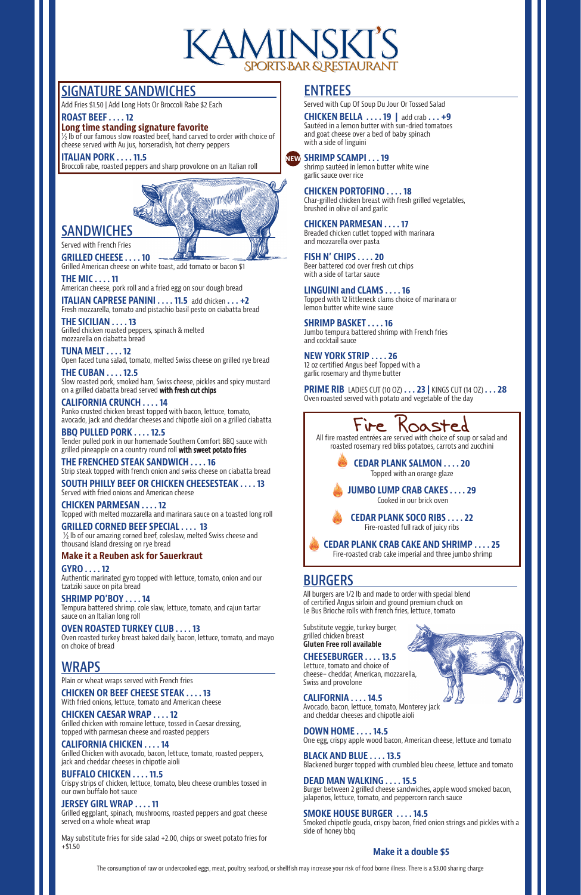# KAMINSKI'S

SPORTS BAR & RESTAURANT

## SIGNATURE SANDWICHES

Add Fries $1.50 | Add Long Hots Or Broccoli Rabe $2 Each

**ROAST BEEF . . . . 12**

**Long time standing signature favorite**

½ lb of our famous slow roasted beef, hand carved to order with choice of cheese served with Au jus, horseradish, hot cherry peppers

**ITALIAN PORK . . . . 11.5**

Broccoli rabe, roasted peppers and sharp provolone on an Italian roll

## SANDWICHES

Served with French Fries

**GRILLED CHEESE . . . . 10**

Grilled American cheese on white toast, add tomato or bacon $1

**THE MIC . . . . 11**

American cheese, pork roll and a fried egg on sour dough bread

**ITALIAN CAPRESE PANINI . . . . 11.5** add chicken . . . +2

Fresh mozzarella, tomato and pistachio basil pesto on ciabatta bread

**THE SICILIAN . . . . 13**

Grilled chicken roasted peppers, spinach & melted mozzarella on ciabatta bread

**TUNA MELT . . . . 12**

Open faced tuna salad, tomato, melted Swiss cheese on grilled rye bread

**THE CUBAN . . . . 12.5**

Slow roasted pork, smoked ham, Swiss cheese, pickles and spicy mustard on a grilled ciabatta bread served **with fresh cut chips**

**CALIFORNIA CRUNCH . . . . 14**

Panko crusted chicken breast topped with bacon, lettuce, tomato, avocado, jack and cheddar cheeses and chipotle aioli on a grilled ciabatta

**BBQ PULLED PORK . . . . 12.5**

Tender pulled pork in our homemade Southern Comfort BBQ sauce with grilled pineapple on a country round roll **with sweet potato fries**

**THE FRENCHED STEAK SANDWICH . . . . 16**

Strip steak topped with french onion and swiss cheese on ciabatta bread

**SOUTH PHILLY BEEF OR CHICKEN CHEESESTEAK . . . . 13**

Served with fried onions and American cheese

**CHICKEN PARMESAN . . . . 12**

Topped with melted mozzarella and marinara sauce on a toasted long roll

**GRILLED CORNED BEEF SPECIAL . . . . 13**

½ lb of our amazing corned beef, coleslaw, melted Swiss cheese and thousand island dressing on rye bread

**Make it a Reuben ask for Sauerkraut**

**GYRO . . . . 12**

Authentic marinated gyro topped with lettuce, tomato, onion and our tzatziki sauce on pita bread

**SHRIMP PO'BOY . . . . 14**

Tempura battered shrimp, cole slaw, lettuce, tomato, and cajun tartar sauce on an Italian long roll

**OVEN ROASTED TURKEY CLUB . . . . 13**

Oven roasted turkey breast baked daily, bacon, lettuce, tomato, and mayo on choice of bread

## WRAPS

Plain or wheat wraps served with French fries

**CHICKEN OR BEEF CHEESE STEAK . . . . 13**

With fried onions, lettuce, tomato and American cheese

**CHICKEN CAESAR WRAP . . . . 12**

Grilled chicken with romaine lettuce, tossed in Caesar dressing, topped with parmesan cheese and roasted peppers

**CALIFORNIA CHICKEN . . . . 14**

Grilled Chicken with avocado, bacon, lettuce, tomato, roasted peppers, jack and cheddar cheeses in chipotle aioli

**BUFFALO CHICKEN . . . . 11.5**

Crispy strips of chicken, lettuce, tomato, bleu cheese crumbles tossed in our own buffalo hot sauce

**JERSEY GIRL WRAP . . . . 11**

Grilled eggplant, spinach, mushrooms, roasted peppers and goat cheese served on a whole wheat wrap

May substitute fries for side salad +2.00, chips or sweet potato fries for +$1.50

## ENTREES

Served with Cup Of Soup Du Jour Or Tossed Salad

**CHICKEN BELLA . . . . 19 |** add crab . . . +9

Sautéed in a lemon butter with sun-dried tomatoes and goat cheese over a bed of baby spinach with a side of linguini

NEW **SHRIMP SCAMPI . . . 19**

shrimp sautéed in lemon butter white wine garlic sauce over rice

**CHICKEN PORTOFINO . . . . 18**

Char-grilled chicken breast with fresh grilled vegetables, brushed in olive oil and garlic

**CHICKEN PARMESAN . . . . 17**

Breaded chicken cutlet topped with marinara and mozzarella over pasta

**FISH N' CHIPS . . . . 20**

Beer battered cod over fresh cut chips with a side of tartar sauce

**LINGUINI and CLAMS . . . . 16**

Topped with 12 littleneck clams choice of marinara or lemon butter white wine sauce

**SHRIMP BASKET . . . . 16**

Jumbo tempura battered shrimp with French fries and cocktail sauce

**NEW YORK STRIP . . . . 26**

12 oz certified Angus beef Topped with a garlic rosemary and thyme butter

**PRIME RIB** LADIES CUT (10 OZ) . . . **23 |** KINGS CUT (14 OZ) . . . **28**

Oven roasted served with potato and vegetable of the day

## Fire Roasted

All fire roasted entrées are served with choice of soup or salad and roasted rosemary red bliss potatoes, carrots and zucchini

**CEDAR PLANK SALMON . . . . 20**

Topped with an orange glaze

**JUMBO LUMP CRAB CAKES . . . . 29**

Cooked in our brick oven

**CEDAR PLANK SOCO RIBS . . . . 22**

Fire-roasted full rack of juicy ribs

**CEDAR PLANK CRAB CAKE AND SHRIMP . . . . 25**

Fire-roasted crab cake imperial and three jumbo shrimp

## BURGERS

All burgers are 1/2 lb and made to order with special blend of certified Angus sirloin and ground premium chuck on Le Bus Brioche rolls with french fries, lettuce, tomato

Substitute veggie, turkey burger, grilled chicken breast

**Gluten Free roll available**

**CHEESEBURGER . . . . 13.5**

Lettuce, tomato and choice of cheese– cheddar, American, mozzarella, Swiss and provolone

**CALIFORNIA . . . . 14.5**

Avocado, bacon, lettuce, tomato, Monterey jack and cheddar cheeses and chipotle aioli

**DOWN HOME . . . . 14.5**

One egg, crispy apple wood bacon, American cheese, lettuce and tomato

**BLACK AND BLUE . . . . 13.5**

Blackened burger topped with crumbled bleu cheese, lettuce and tomato

**DEAD MAN WALKING . . . . 15.5**

Burger between 2 grilled cheese sandwiches, apple wood smoked bacon, jalapeños, lettuce, tomato, and peppercorn ranch sauce

**SMOKE HOUSE BURGER . . . . 14.5**

Smoked chipotle gouda, crispy bacon, fried onion strings and pickles with a side of honey bbq

**Make it a double $5**

The consumption of raw or undercooked eggs, meat, poultry, seafood, or shellfish may increase your risk of food borne illness. There is a $3.00 sharing charge